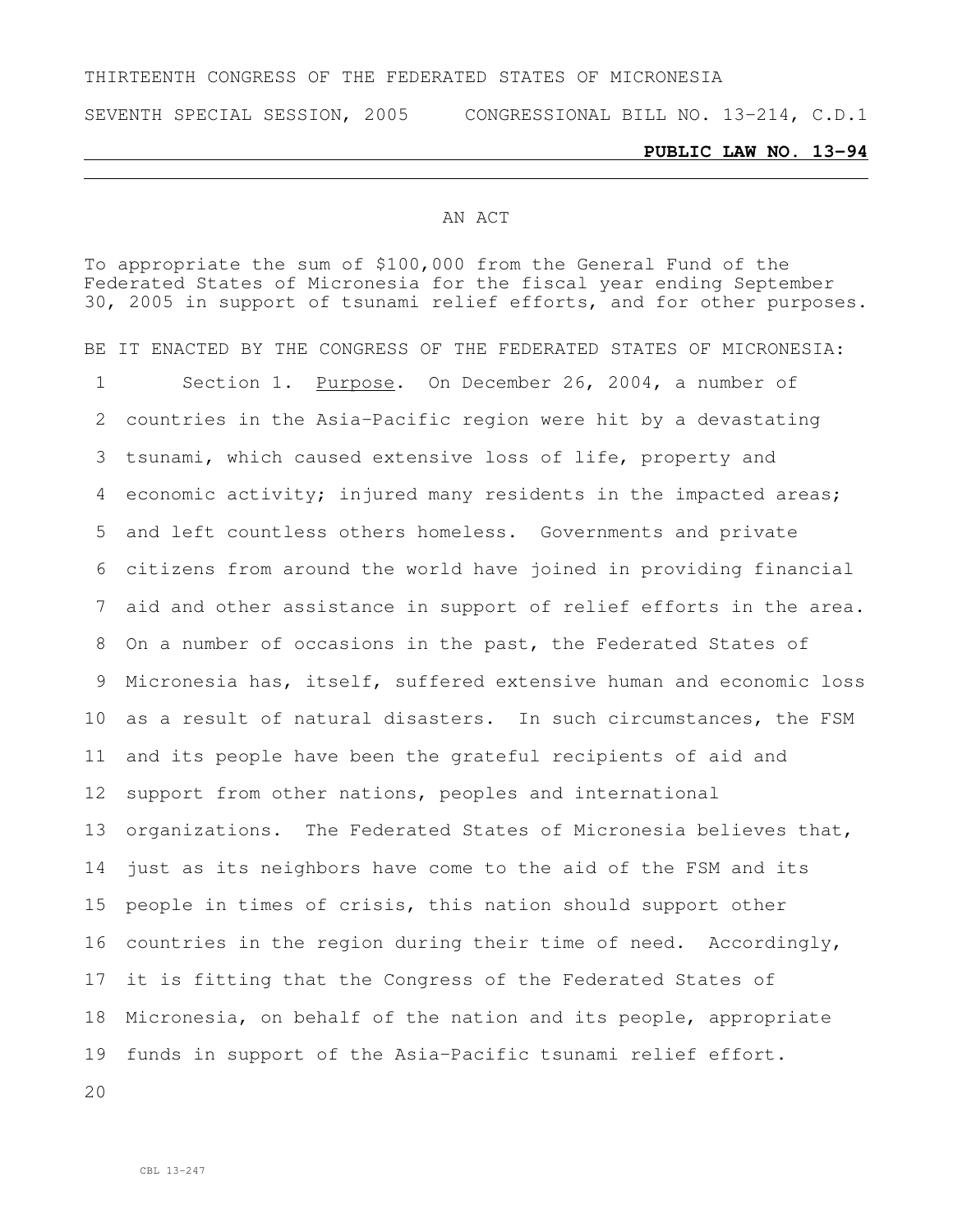THIRTEENTH CONGRESS OF THE FEDERATED STATES OF MICRONESIA

SEVENTH SPECIAL SESSION, 2005 CONGRESSIONAL BILL NO. 13-214, C.D.1

**PUBLIC LAW NO. 13-94**

AN ACT

To appropriate the sum of $100,000 from the General Fund of the Federated States of Micronesia for the fiscal year ending September 30, 2005 in support of tsunami relief efforts, and for other purposes.

BE IT ENACTED BY THE CONGRESS OF THE FEDERATED STATES OF MICRONESIA:

Section 1. Purpose. On December 26, 2004, a number of countries in the Asia-Pacific region were hit by a devastating tsunami, which caused extensive loss of life, property and economic activity; injured many residents in the impacted areas; and left countless others homeless. Governments and private citizens from around the world have joined in providing financial aid and other assistance in support of relief efforts in the area. On a number of occasions in the past, the Federated States of Micronesia has, itself, suffered extensive human and economic loss as a result of natural disasters. In such circumstances, the FSM and its people have been the grateful recipients of aid and support from other nations, peoples and international organizations. The Federated States of Micronesia believes that, just as its neighbors have come to the aid of the FSM and its people in times of crisis, this nation should support other countries in the region during their time of need. Accordingly, it is fitting that the Congress of the Federated States of Micronesia, on behalf of the nation and its people, appropriate funds in support of the Asia-Pacific tsunami relief effort.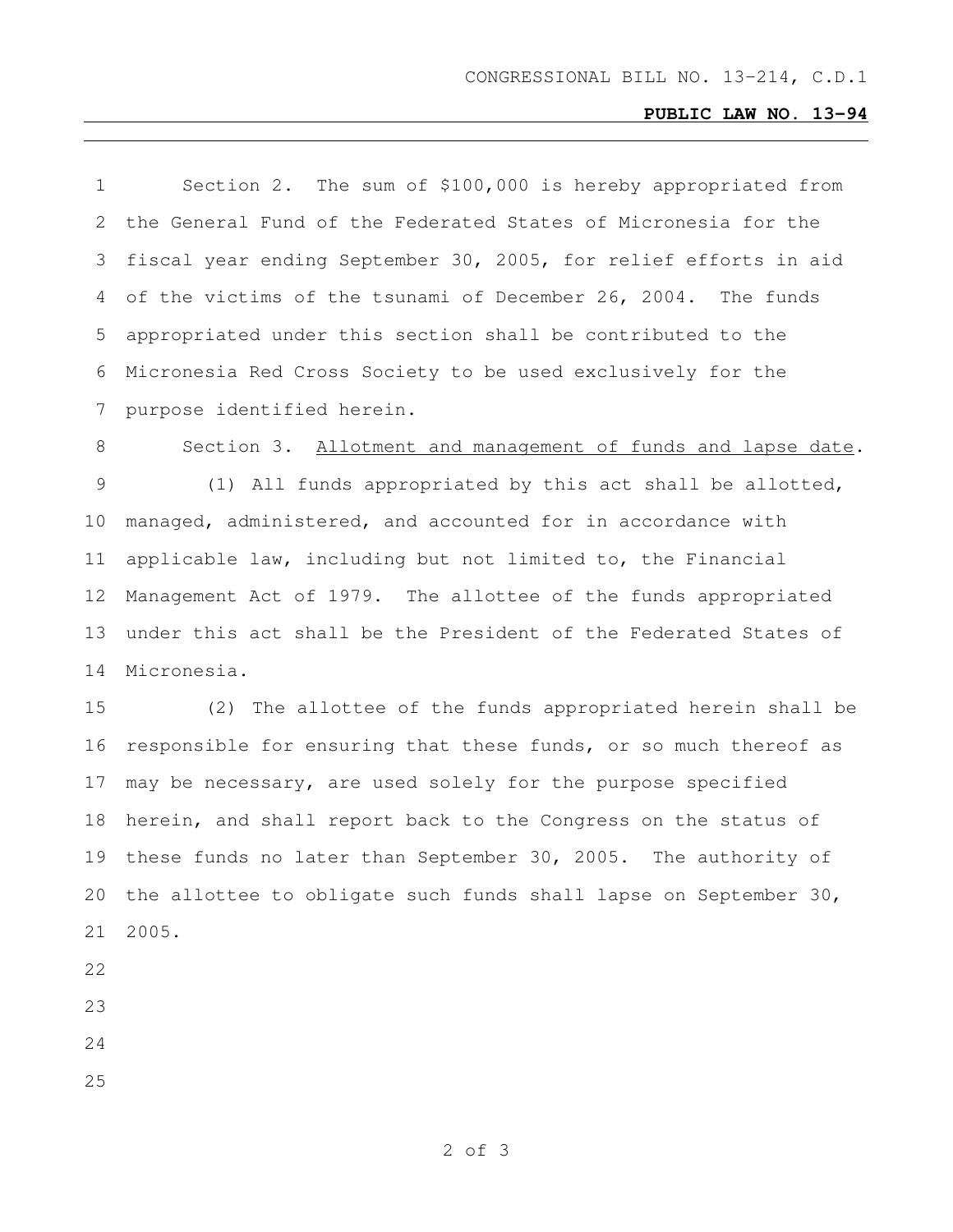Section 2. The sum of $100,000 is hereby appropriated from the General Fund of the Federated States of Micronesia for the fiscal year ending September 30, 2005, for relief efforts in aid of the victims of the tsunami of December 26, 2004. The funds appropriated under this section shall be contributed to the Micronesia Red Cross Society to be used exclusively for the purpose identified herein.

Section 3. Allotment and management of funds and lapse date.

(1) All funds appropriated by this act shall be allotted, managed, administered, and accounted for in accordance with applicable law, including but not limited to, the Financial Management Act of 1979. The allottee of the funds appropriated under this act shall be the President of the Federated States of Micronesia.

(2) The allottee of the funds appropriated herein shall be responsible for ensuring that these funds, or so much thereof as may be necessary, are used solely for the purpose specified herein, and shall report back to the Congress on the status of these funds no later than September 30, 2005. The authority of the allottee to obligate such funds shall lapse on September 30, 2005.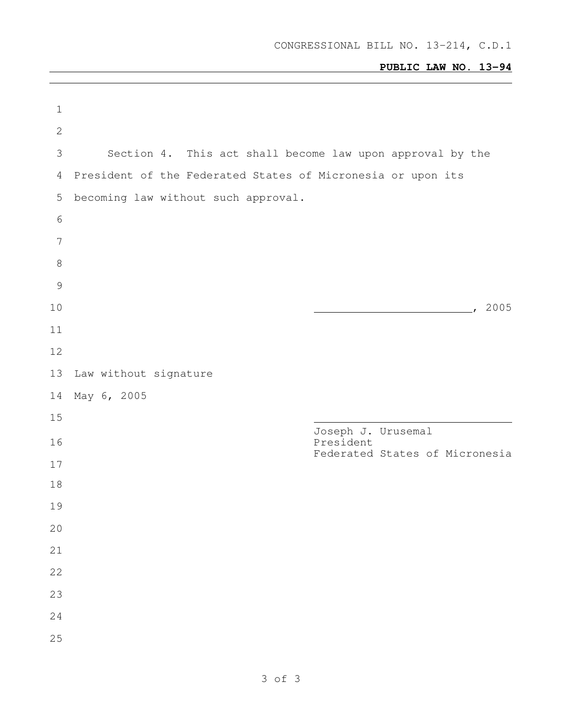CONGRESSIONAL BILL NO. 13-214, C.D.1

**PUBLIC LAW NO. 13-94**

Section 4. This act shall become law upon approval by the President of the Federated States of Micronesia or upon its becoming law without such approval.

\_\_\_\_\_\_\_\_\_\_\_\_\_\_\_\_\_\_\_\_\_\_\_\_, 2005

Law without signature
May 6, 2005

\_\_\_\_\_\_\_\_\_\_\_\_\_\_\_\_\_\_\_\_\_\_\_\_\_\_\_\_\_\_\_\_
Joseph J. Urusemal
President
Federated States of Micronesia